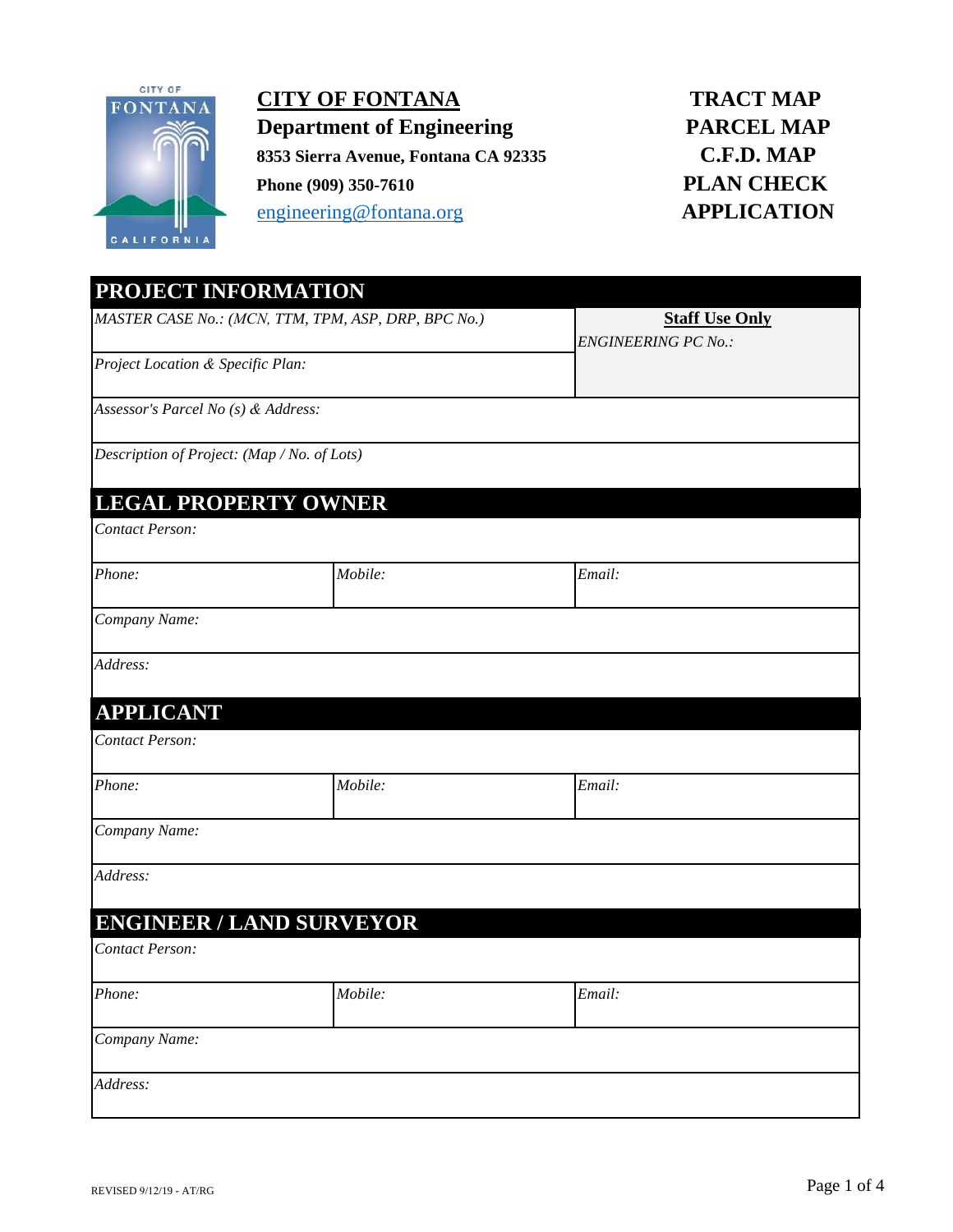# CITY OF FONTANA

**Department of Engineering**

**8353 Sierra Avenue, Fontana CA 92335**

**Phone (909) 350-7610**

engineering@fontana.org

**TRACT MAP**
**PARCEL MAP**
**C.F.D. MAP**
**PLAN CHECK**
**APPLICATION**

## PROJECT INFORMATION

| | |
|---|---|
| *MASTER CASE No.: (MCN, TTM, TPM, ASP, DRP, BPC No.)* | **Staff Use Only** *ENGINEERING PC No.:* |
| *Project Location & Specific Plan:* | |
| *Assessor's Parcel No (s) & Address:* | |
| *Description of Project: (Map / No. of Lots)* | |

## LEGAL PROPERTY OWNER

| | | |
|---|---|---|
| *Contact Person:* | | |
| *Phone:* | *Mobile:* | *Email:* |
| *Company Name:* | | |
| *Address:* | | |

## APPLICANT

| | | |
|---|---|---|
| *Contact Person:* | | |
| *Phone:* | *Mobile:* | *Email:* |
| *Company Name:* | | |
| *Address:* | | |

## ENGINEER / LAND SURVEYOR

| | | |
|---|---|---|
| *Contact Person:* | | |
| *Phone:* | *Mobile:* | *Email:* |
| *Company Name:* | | |
| *Address:* | | |

REVISED 9/12/19 - AT/RG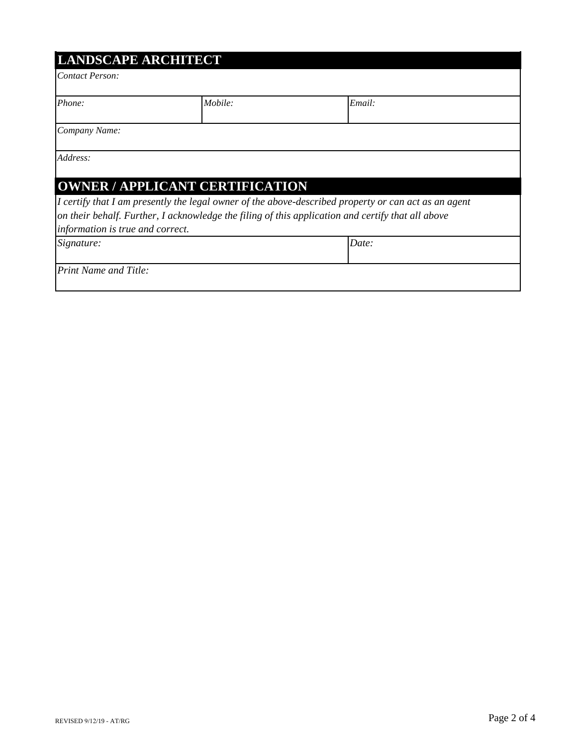## LANDSCAPE ARCHITECT

| *Contact Person:* | | |
|---|---|---|
| *Phone:* | *Mobile:* | *Email:* |
| *Company Name:* | | |
| *Address:* | | |

## OWNER / APPLICANT CERTIFICATION

*I certify that I am presently the legal owner of the above-described property or can act as an agent on their behalf. Further, I acknowledge the filing of this application and certify that all above information is true and correct.*

| *Signature:* | *Date:* |
|---|---|
| *Print Name and Title:* | |

REVISED 9/12/19 - AT/RG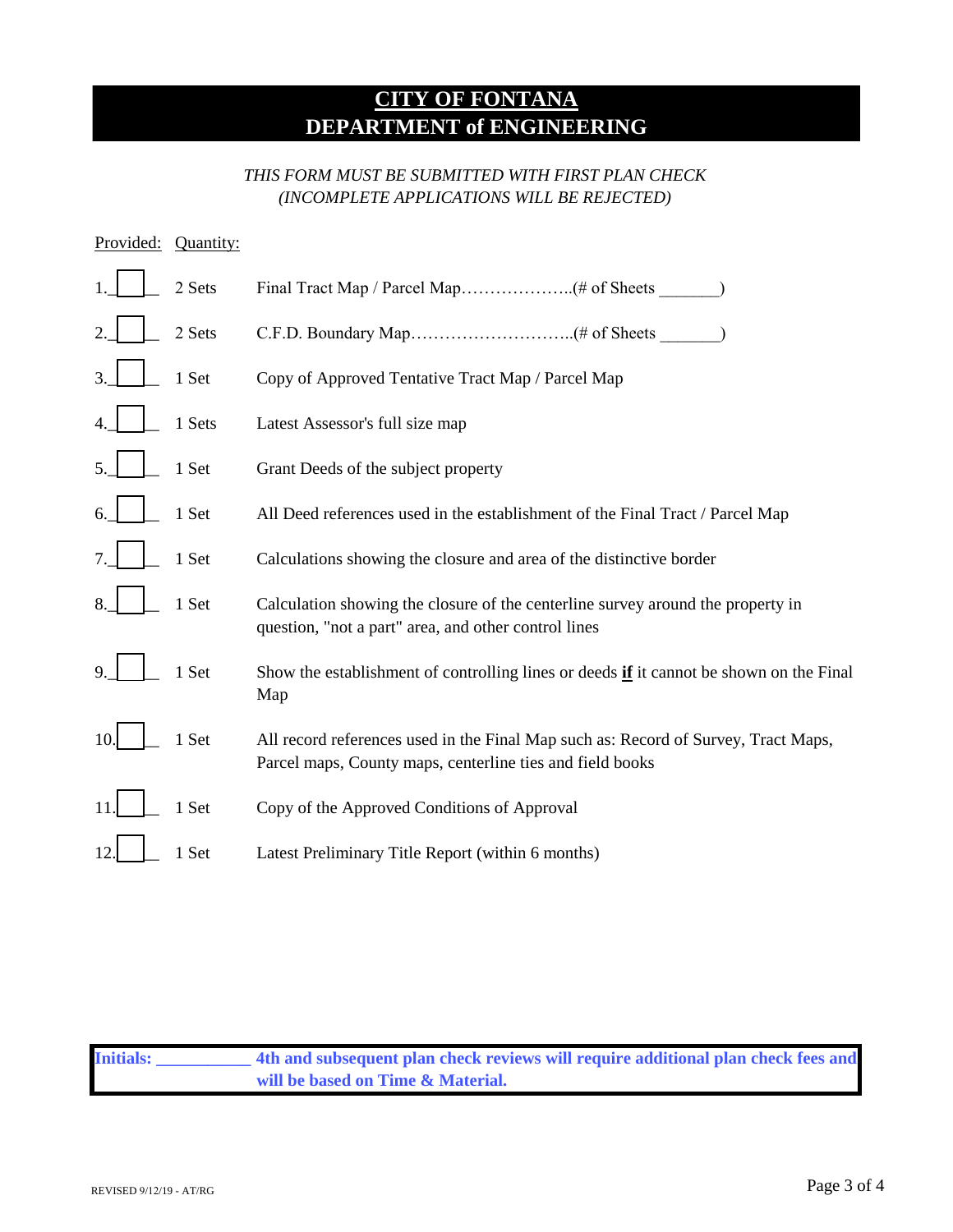# CITY OF FONTANA
# DEPARTMENT of ENGINEERING

*THIS FORM MUST BE SUBMITTED WITH FIRST PLAN CHECK*
*(INCOMPLETE APPLICATIONS WILL BE REJECTED)*

| Provided: | Quantity: | |
|---|---|---|
| 1.☐ | 2 Sets | Final Tract Map / Parcel Map………………..(# of Sheets _______) |
| 2.☐ | 2 Sets | C.F.D. Boundary Map………………………..(# of Sheets _______) |
| 3.☐ | 1 Set | Copy of Approved Tentative Tract Map / Parcel Map |
| 4.☐ | 1 Sets | Latest Assessor's full size map |
| 5.☐ | 1 Set | Grant Deeds of the subject property |
| 6.☐ | 1 Set | All Deed references used in the establishment of the Final Tract / Parcel Map |
| 7.☐ | 1 Set | Calculations showing the closure and area of the distinctive border |
| 8.☐ | 1 Set | Calculation showing the closure of the centerline survey around the property in question, "not a part" area, and other control lines |
| 9.☐ | 1 Set | Show the establishment of controlling lines or deeds **if** it cannot be shown on the Final Map |
| 10.☐ | 1 Set | All record references used in the Final Map such as: Record of Survey, Tract Maps, Parcel maps, County maps, centerline ties and field books |
| 11.☐ | 1 Set | Copy of the Approved Conditions of Approval |
| 12.☐ | 1 Set | Latest Preliminary Title Report (within 6 months) |

**Initials: __________ 4th and subsequent plan check reviews will require additional plan check fees and will be based on Time & Material.**

REVISED 9/12/19 - AT/RG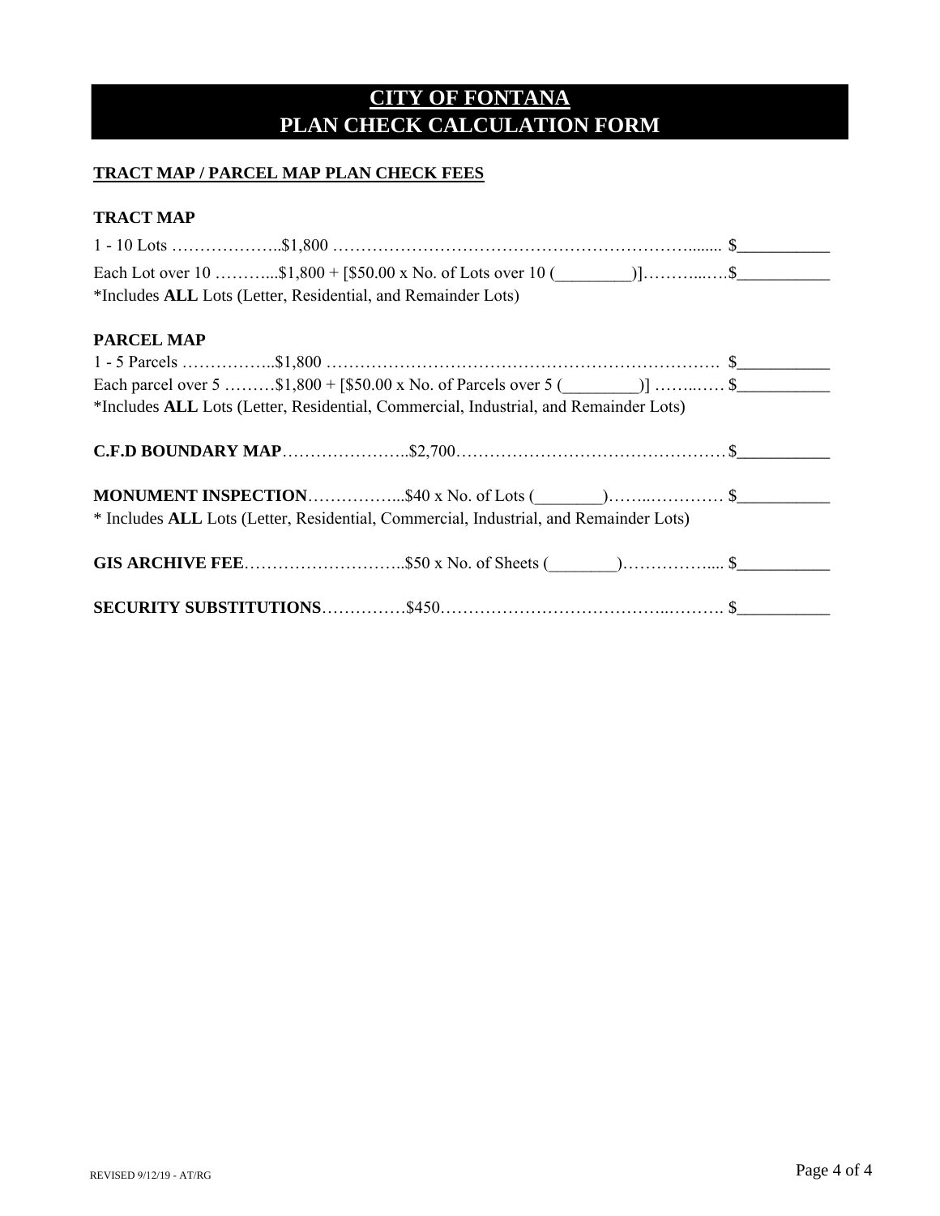# **CITY OF FONTANA**
# **PLAN CHECK CALCULATION FORM**

**TRACT MAP / PARCEL MAP PLAN CHECK FEES**

**TRACT MAP**

1 - 10 Lots ………………..$1,800 …………………………………………………………....... $__________

Each Lot over 10 ………...$1,800 + [$50.00 x No. of Lots over 10 (________)]………...….$__________

*Includes **ALL** Lots (Letter, Residential, and Remainder Lots)

**PARCEL MAP**

1 - 5 Parcels ……………..$1,800 ……………………………………………………………. $__________

Each parcel over 5 ………$1,800 + [$50.00 x No. of Parcels over 5 (________)] ……..…. $__________

*Includes **ALL** Lots (Letter, Residential, Commercial, Industrial, and Remainder Lots)

**C.F.D BOUNDARY MAP**…………………..$2,700………………………………………… $__________

**MONUMENT INSPECTION**……………...$40 x No. of Lots (_______)……..………… $__________

* Includes **ALL** Lots (Letter, Residential, Commercial, Industrial, and Remainder Lots)

**GIS ARCHIVE FEE**………………………..$50 x No. of Sheets (_______)…………….... $__________

**SECURITY SUBSTITUTIONS**……………$450……………………………….………. $__________

REVISED 9/12/19 - AT/RG